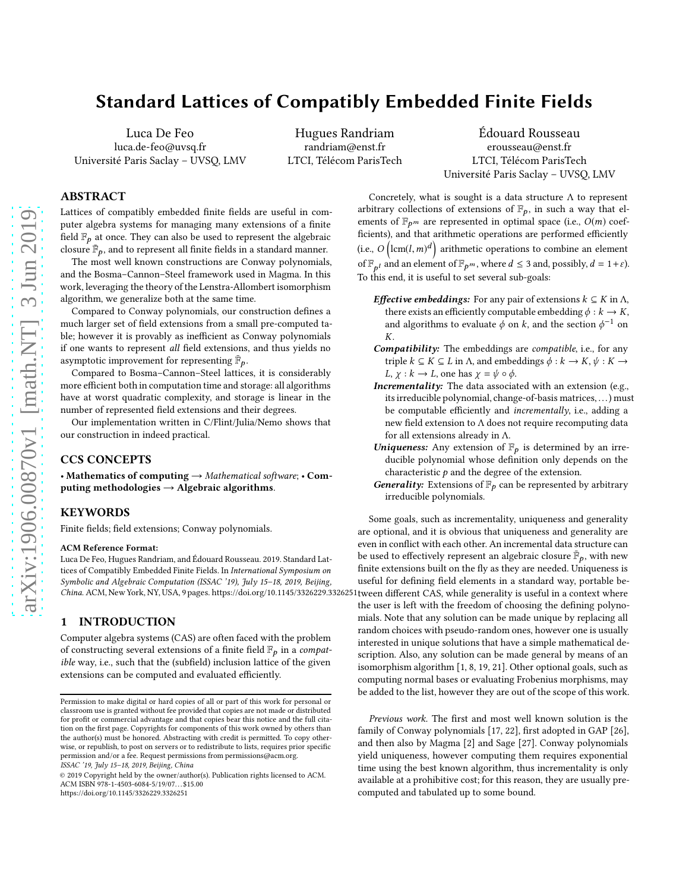# Standard Lattices of Compatibly Embedded Finite Fields

Luca De Feo
luca.de-feo@uvsq.fr
Université Paris Saclay – UVSQ, LMV

Hugues Randriam
randriam@enst.fr
LTCI, Télécom ParisTech

Édouard Rousseau
erousseau@enst.fr
LTCI, Télécom ParisTech
Université Paris Saclay – UVSQ, LMV

## ABSTRACT

Lattices of compatibly embedded finite fields are useful in computer algebra systems for managing many extensions of a finite field $\mathbb{F}_p$ at once. They can also be used to represent the algebraic closure $\bar{\mathbb{F}}_p$, and to represent all finite fields in a standard manner.

The most well known constructions are Conway polynomials, and the Bosma–Cannon–Steel framework used in Magma. In this work, leveraging the theory of the Lenstra-Allombert isomorphism algorithm, we generalize both at the same time.

Compared to Conway polynomials, our construction defines a much larger set of field extensions from a small pre-computed table; however it is provably as inefficient as Conway polynomials if one wants to represent *all* field extensions, and thus yields no asymptotic improvement for representing $\bar{\mathbb{F}}_p$.

Compared to Bosma–Cannon–Steel lattices, it is considerably more efficient both in computation time and storage: all algorithms have at worst quadratic complexity, and storage is linear in the number of represented field extensions and their degrees.

Our implementation written in C/Flint/Julia/Nemo shows that our construction in indeed practical.

## CCS CONCEPTS

• **Mathematics of computing** → *Mathematical software*; • **Computing methodologies** → **Algebraic algorithms**.

## KEYWORDS

Finite fields; field extensions; Conway polynomials.

**ACM Reference Format:**
Luca De Feo, Hugues Randriam, and Édouard Rousseau. 2019. Standard Lattices of Compatibly Embedded Finite Fields. In *International Symposium on Symbolic and Algebraic Computation (ISSAC '19), July 15–18, 2019, Beijing, China.* ACM, New York, NY, USA, 9 pages. https://doi.org/10.1145/3326229.3326251

## 1 INTRODUCTION

Computer algebra systems (CAS) are often faced with the problem of constructing several extensions of a finite field $\mathbb{F}_p$ in a *compatible* way, i.e., such that the (subfield) inclusion lattice of the given extensions can be computed and evaluated efficiently.

Concretely, what is sought is a data structure $\Lambda$ to represent arbitrary collections of extensions of $\mathbb{F}_p$, in such a way that elements of $\mathbb{F}_{p^m}$ are represented in optimal space (i.e., $O(m)$ coefficients), and that arithmetic operations are performed efficiently (i.e., $O\left(\mathrm{lcm}(l,m)^d\right)$ arithmetic operations to combine an element of $\mathbb{F}_{p^l}$ and an element of $\mathbb{F}_{p^m}$, where $d \leq 3$ and, possibly, $d = 1+\varepsilon$). To this end, it is useful to set several sub-goals:

- ***Effective embeddings:*** For any pair of extensions $k \subseteq K$ in $\Lambda$, there exists an efficiently computable embedding $\phi : k \to K$, and algorithms to evaluate $\phi$ on $k$, and the section $\phi^{-1}$ on $K$.
- ***Compatibility:*** The embeddings are *compatible*, i.e., for any triple $k \subseteq K \subseteq L$ in $\Lambda$, and embeddings $\phi : k \to K, \psi : K \to L, \chi : k \to L$, one has $\chi = \psi \circ \phi$.
- ***Incrementality:*** The data associated with an extension (e.g., its irreducible polynomial, change-of-basis matrices, ...) must be computable efficiently and *incrementally*, i.e., adding a new field extension to $\Lambda$ does not require recomputing data for all extensions already in $\Lambda$.
- ***Uniqueness:*** Any extension of $\mathbb{F}_p$ is determined by an irreducible polynomial whose definition only depends on the characteristic $p$ and the degree of the extension.
- ***Generality:*** Extensions of $\mathbb{F}_p$ can be represented by arbitrary irreducible polynomials.

Some goals, such as incrementality, uniqueness and generality are optional, and it is obvious that uniqueness and generality are even in conflict with each other. An incremental data structure can be used to effectively represent an algebraic closure $\bar{\mathbb{F}}_p$, with new finite extensions built on the fly as they are needed. Uniqueness is useful for defining field elements in a standard way, portable between different CAS, while generality is useful in a context where the user is left with the freedom of choosing the defining polynomials. Note that any solution can be made unique by replacing all random choices with pseudo-random ones, however one is usually interested in unique solutions that have a simple mathematical description. Also, any solution can be made general by means of an isomorphism algorithm [1, 8, 19, 21]. Other optional goals, such as computing normal bases or evaluating Frobenius morphisms, may be added to the list, however they are out of the scope of this work.

*Previous work.* The first and most well known solution is the family of Conway polynomials [17, 22], first adopted in GAP [26], and then also by Magma [2] and Sage [27]. Conway polynomials yield uniqueness, however computing them requires exponential time using the best known algorithm, thus incrementality is only available at a prohibitive cost; for this reason, they are usually precomputed and tabulated up to some bound.

Permission to make digital or hard copies of all or part of this work for personal or classroom use is granted without fee provided that copies are not made or distributed for profit or commercial advantage and that copies bear this notice and the full citation on the first page. Copyrights for components of this work owned by others than the author(s) must be honored. Abstracting with credit is permitted. To copy otherwise, or republish, to post on servers or to redistribute to lists, requires prior specific permission and/or a fee. Request permissions from permissions@acm.org.
*ISSAC '19, July 15–18, 2019, Beijing, China*
© 2019 Copyright held by the owner/author(s). Publication rights licensed to ACM.
ACM ISBN 978-1-4503-6084-5/19/07...$15.00
https://doi.org/10.1145/3326229.3326251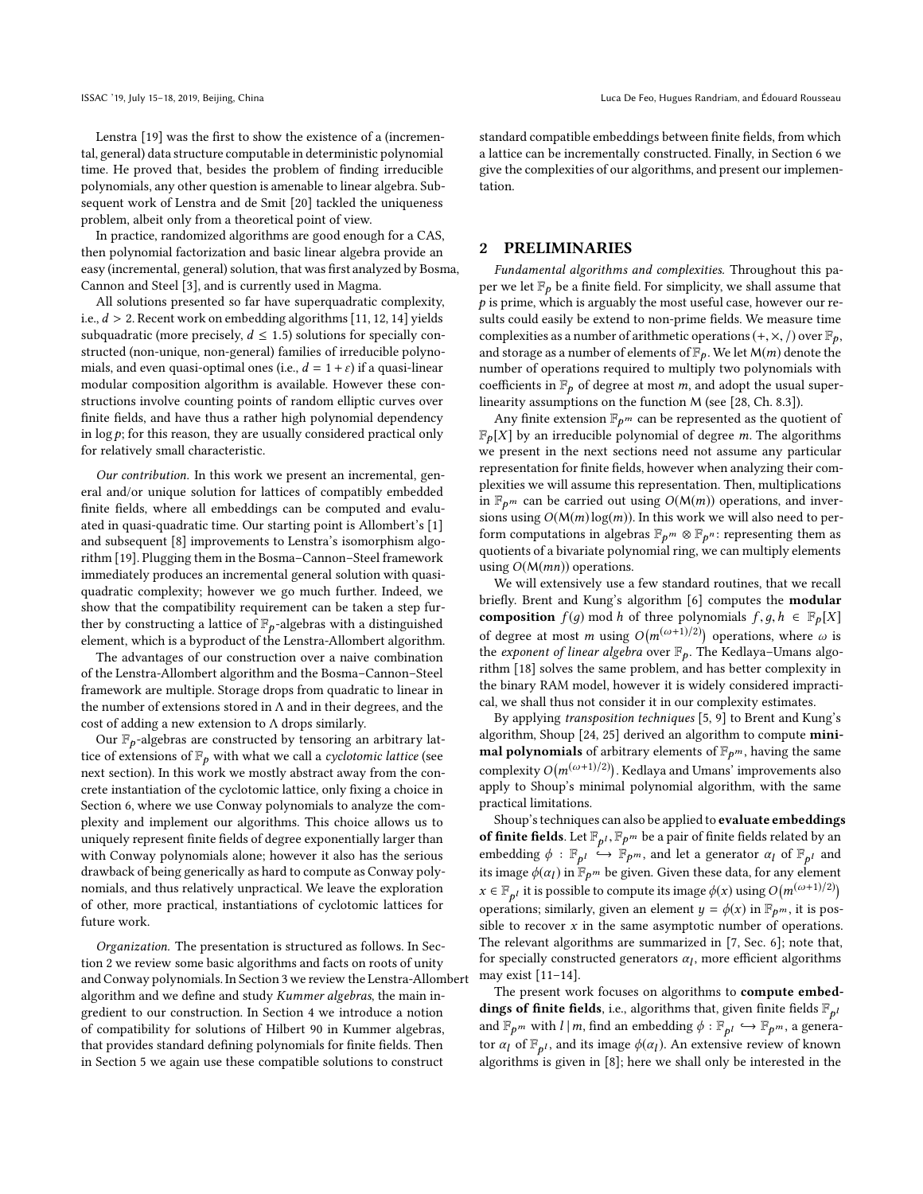Lenstra [19] was the first to show the existence of a (incremental, general) data structure computable in deterministic polynomial time. He proved that, besides the problem of finding irreducible polynomials, any other question is amenable to linear algebra. Subsequent work of Lenstra and de Smit [20] tackled the uniqueness problem, albeit only from a theoretical point of view.

In practice, randomized algorithms are good enough for a CAS, then polynomial factorization and basic linear algebra provide an easy (incremental, general) solution, that was first analyzed by Bosma, Cannon and Steel [3], and is currently used in Magma.

All solutions presented so far have superquadratic complexity, i.e., $d > 2$. Recent work on embedding algorithms [11, 12, 14] yields subquadratic (more precisely, $d \leq 1.5$) solutions for specially constructed (non-unique, non-general) families of irreducible polynomials, and even quasi-optimal ones (i.e., $d = 1 + \varepsilon$) if a quasi-linear modular composition algorithm is available. However these constructions involve counting points of random elliptic curves over finite fields, and have thus a rather high polynomial dependency in $\log p$; for this reason, they are usually considered practical only for relatively small characteristic.

*Our contribution.* In this work we present an incremental, general and/or unique solution for lattices of compatibly embedded finite fields, where all embeddings can be computed and evaluated in quasi-quadratic time. Our starting point is Allombert's [1] and subsequent [8] improvements to Lenstra's isomorphism algorithm [19]. Plugging them in the Bosma–Cannon–Steel framework immediately produces an incremental general solution with quasi-quadratic complexity; however we go much further. Indeed, we show that the compatibility requirement can be taken a step further by constructing a lattice of $\mathbb{F}_p$-algebras with a distinguished element, which is a byproduct of the Lenstra-Allombert algorithm.

The advantages of our construction over a naive combination of the Lenstra-Allombert algorithm and the Bosma–Cannon–Steel framework are multiple. Storage drops from quadratic to linear in the number of extensions stored in $\Lambda$ and in their degrees, and the cost of adding a new extension to $\Lambda$ drops similarly.

Our $\mathbb{F}_p$-algebras are constructed by tensoring an arbitrary lattice of extensions of $\mathbb{F}_p$ with what we call a *cyclotomic lattice* (see next section). In this work we mostly abstract away from the concrete instantiation of the cyclotomic lattice, only fixing a choice in Section 6, where we use Conway polynomials to analyze the complexity and implement our algorithms. This choice allows us to uniquely represent finite fields of degree exponentially larger than with Conway polynomials alone; however it also has the serious drawback of being generically as hard to compute as Conway polynomials, and thus relatively unpractical. We leave the exploration of other, more practical, instantiations of cyclotomic lattices for future work.

*Organization.* The presentation is structured as follows. In Section 2 we review some basic algorithms and facts on roots of unity and Conway polynomials. In Section 3 we review the Lenstra-Allombert algorithm and we define and study *Kummer algebras*, the main ingredient to our construction. In Section 4 we introduce a notion of compatibility for solutions of Hilbert 90 in Kummer algebras, that provides standard defining polynomials for finite fields. Then in Section 5 we again use these compatible solutions to construct standard compatible embeddings between finite fields, from which a lattice can be incrementally constructed. Finally, in Section 6 we give the complexities of our algorithms, and present our implementation.

## 2 PRELIMINARIES

*Fundamental algorithms and complexities.* Throughout this paper we let $\mathbb{F}_p$ be a finite field. For simplicity, we shall assume that $p$ is prime, which is arguably the most useful case, however our results could easily be extend to non-prime fields. We measure time complexities as a number of arithmetic operations $(+, \times, /)$ over $\mathbb{F}_p$, and storage as a number of elements of $\mathbb{F}_p$. We let $\mathsf{M}(m)$ denote the number of operations required to multiply two polynomials with coefficients in $\mathbb{F}_p$ of degree at most $m$, and adopt the usual superlinearity assumptions on the function $\mathsf{M}$ (see [28, Ch. 8.3]).

Any finite extension $\mathbb{F}_{p^m}$ can be represented as the quotient of $\mathbb{F}_p[X]$ by an irreducible polynomial of degree $m$. The algorithms we present in the next sections need not assume any particular representation for finite fields, however when analyzing their complexities we will assume this representation. Then, multiplications in $\mathbb{F}_{p^m}$ can be carried out using $O(\mathsf{M}(m))$ operations, and inversions using $O(\mathsf{M}(m)\log(m))$. In this work we will also need to perform computations in algebras $\mathbb{F}_{p^m} \otimes \mathbb{F}_{p^n}$: representing them as quotients of a bivariate polynomial ring, we can multiply elements using $O(\mathsf{M}(mn))$ operations.

We will extensively use a few standard routines, that we recall briefly. Brent and Kung's algorithm [6] computes the **modular composition** $f(g) \bmod h$ of three polynomials $f, g, h \in \mathbb{F}_p[X]$ of degree at most $m$ using $O\big(m^{(\omega+1)/2}\big)$ operations, where $\omega$ is the *exponent of linear algebra* over $\mathbb{F}_p$. The Kedlaya–Umans algorithm [18] solves the same problem, and has better complexity in the binary RAM model, however it is widely considered impractical, we shall thus not consider it in our complexity estimates.

By applying *transposition techniques* [5, 9] to Brent and Kung's algorithm, Shoup [24, 25] derived an algorithm to compute **minimal polynomials** of arbitrary elements of $\mathbb{F}_{p^m}$, having the same complexity $O\big(m^{(\omega+1)/2}\big)$. Kedlaya and Umans' improvements also apply to Shoup's minimal polynomial algorithm, with the same practical limitations.

Shoup's techniques can also be applied to **evaluate embeddings of finite fields**. Let $\mathbb{F}_{p^l}, \mathbb{F}_{p^m}$ be a pair of finite fields related by an embedding $\phi : \mathbb{F}_{p^l} \hookrightarrow \mathbb{F}_{p^m}$, and let a generator $\alpha_l$ of $\mathbb{F}_{p^l}$ and its image $\phi(\alpha_l)$ in $\mathbb{F}_{p^m}$ be given. Given these data, for any element $x \in \mathbb{F}_{p^l}$ it is possible to compute its image $\phi(x)$ using $O\big(m^{(\omega+1)/2}\big)$ operations; similarly, given an element $y = \phi(x)$ in $\mathbb{F}_{p^m}$, it is possible to recover $x$ in the same asymptotic number of operations. The relevant algorithms are summarized in [7, Sec. 6]; note that, for specially constructed generators $\alpha_l$, more efficient algorithms may exist [11–14].

The present work focuses on algorithms to **compute embeddings of finite fields**, i.e., algorithms that, given finite fields $\mathbb{F}_{p^l}$ and $\mathbb{F}_{p^m}$ with $l \mid m$, find an embedding $\phi : \mathbb{F}_{p^l} \hookrightarrow \mathbb{F}_{p^m}$, a generator $\alpha_l$ of $\mathbb{F}_{p^l}$, and its image $\phi(\alpha_l)$. An extensive review of known algorithms is given in [8]; here we shall only be interested in the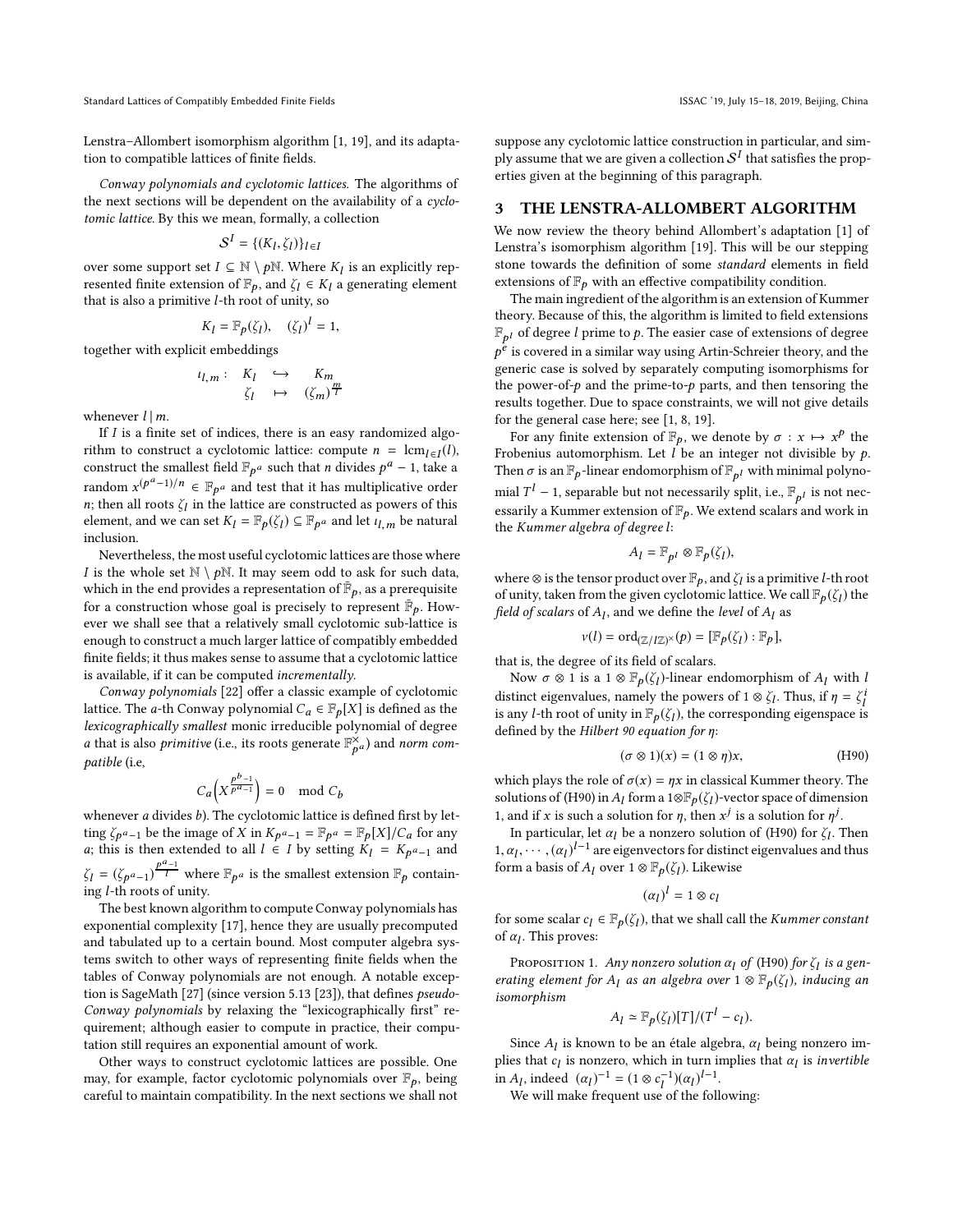Lenstra–Allombert isomorphism algorithm [1, 19], and its adaptation to compatible lattices of finite fields.

*Conway polynomials and cyclotomic lattices.* The algorithms of the next sections will be dependent on the availability of a *cyclotomic lattice*. By this we mean, formally, a collection

$$\mathcal{S}^I = \{(K_l, \zeta_l)\}_{l \in I}$$

over some support set $I \subseteq \mathbb{N} \setminus p\mathbb{N}$. Where $K_l$ is an explicitly represented finite extension of $\mathbb{F}_p$, and $\zeta_l \in K_l$ a generating element that is also a primitive $l$-th root of unity, so

$$K_l = \mathbb{F}_p(\zeta_l), \quad (\zeta_l)^l = 1,$$

together with explicit embeddings

$$\iota_{l,m}: \begin{array}{ccc} K_l & \hookrightarrow & K_m \\ \zeta_l & \mapsto & (\zeta_m)^{\frac{m}{l}} \end{array}$$

whenever $l \mid m$.

If $I$ is a finite set of indices, there is an easy randomized algorithm to construct a cyclotomic lattice: compute $n = \operatorname{lcm}_{l \in I}(l)$, construct the smallest field $\mathbb{F}_{p^a}$ such that $n$ divides $p^a - 1$, take a random $x^{(p^a-1)/n} \in \mathbb{F}_{p^a}$ and test that it has multiplicative order $n$; then all roots $\zeta_l$ in the lattice are constructed as powers of this element, and we can set $K_l = \mathbb{F}_p(\zeta_l) \subseteq \mathbb{F}_{p^a}$ and let $\iota_{l,m}$ be natural inclusion.

Nevertheless, the most useful cyclotomic lattices are those where $I$ is the whole set $\mathbb{N} \setminus p\mathbb{N}$. It may seem odd to ask for such data, which in the end provides a representation of $\bar{\mathbb{F}}_p$, as a prerequisite for a construction whose goal is precisely to represent $\bar{\mathbb{F}}_p$. However we shall see that a relatively small cyclotomic sub-lattice is enough to construct a much larger lattice of compatibly embedded finite fields; it thus makes sense to assume that a cyclotomic lattice is available, if it can be computed *incrementally*.

*Conway polynomials* [22] offer a classic example of cyclotomic lattice. The $a$-th Conway polynomial $C_a \in \mathbb{F}_p[X]$ is defined as the *lexicographically smallest* monic irreducible polynomial of degree $a$ that is also *primitive* (i.e., its roots generate $\mathbb{F}_{p^a}^\times$) and *norm compatible* (i.e,

$$C_a\left(X^{\frac{p^b-1}{p^a-1}}\right) = 0 \mod C_b$$

whenever $a$ divides $b$). The cyclotomic lattice is defined first by letting $\zeta_{p^a-1}$ be the image of $X$ in $K_{p^a-1} = \mathbb{F}_{p^a} = \mathbb{F}_p[X]/C_a$ for any $a$; this is then extended to all $l \in I$ by setting $K_l = K_{p^a-1}$ and $\zeta_l = (\zeta_{p^a-1})^{\frac{p^a-1}{l}}$ where $\mathbb{F}_{p^a}$ is the smallest extension $\mathbb{F}_p$ containing $l$-th roots of unity.

The best known algorithm to compute Conway polynomials has exponential complexity [17], hence they are usually precomputed and tabulated up to a certain bound. Most computer algebra systems switch to other ways of representing finite fields when the tables of Conway polynomials are not enough. A notable exception is SageMath [27] (since version 5.13 [23]), that defines *pseudo-Conway polynomials* by relaxing the "lexicographically first" requirement; although easier to compute in practice, their computation still requires an exponential amount of work.

Other ways to construct cyclotomic lattices are possible. One may, for example, factor cyclotomic polynomials over $\mathbb{F}_p$, being careful to maintain compatibility. In the next sections we shall not suppose any cyclotomic lattice construction in particular, and simply assume that we are given a collection $\mathcal{S}^I$ that satisfies the properties given at the beginning of this paragraph.

## 3 THE LENSTRA-ALLOMBERT ALGORITHM

We now review the theory behind Allombert's adaptation [1] of Lenstra's isomorphism algorithm [19]. This will be our stepping stone towards the definition of some *standard* elements in field extensions of $\mathbb{F}_p$ with an effective compatibility condition.

The main ingredient of the algorithm is an extension of Kummer theory. Because of this, the algorithm is limited to field extensions $\mathbb{F}_{p^l}$ of degree $l$ prime to $p$. The easier case of extensions of degree $p^e$ is covered in a similar way using Artin-Schreier theory, and the generic case is solved by separately computing isomorphisms for the power-of-$p$ and the prime-to-$p$ parts, and then tensoring the results together. Due to space constraints, we will not give details for the general case here; see [1, 8, 19].

For any finite extension of $\mathbb{F}_p$, we denote by $\sigma : x \mapsto x^p$ the Frobenius automorphism. Let $l$ be an integer not divisible by $p$. Then $\sigma$ is an $\mathbb{F}_p$-linear endomorphism of $\mathbb{F}_{p^l}$ with minimal polynomial $T^l - 1$, separable but not necessarily split, i.e., $\mathbb{F}_{p^l}$ is not necessarily a Kummer extension of $\mathbb{F}_p$. We extend scalars and work in the *Kummer algebra of degree l*:

$$A_l = \mathbb{F}_{p^l} \otimes \mathbb{F}_p(\zeta_l),$$

where $\otimes$ is the tensor product over $\mathbb{F}_p$, and $\zeta_l$ is a primitive $l$-th root of unity, taken from the given cyclotomic lattice. We call $\mathbb{F}_p(\zeta_l)$ the *field of scalars* of $A_l$, and we define the *level* of $A_l$ as

$$\nu(l) = \operatorname{ord}_{(\mathbb{Z}/l\mathbb{Z})^\times}(p) = [\mathbb{F}_p(\zeta_l) : \mathbb{F}_p],$$

that is, the degree of its field of scalars.

Now $\sigma \otimes 1$ is a $1 \otimes \mathbb{F}_p(\zeta_l)$-linear endomorphism of $A_l$ with $l$ distinct eigenvalues, namely the powers of $1 \otimes \zeta_l$. Thus, if $\eta = \zeta_l^i$ is any $l$-th root of unity in $\mathbb{F}_p(\zeta_l)$, the corresponding eigenspace is defined by the *Hilbert 90 equation for $\eta$*:

$$(\sigma \otimes 1)(x) = (1 \otimes \eta)x, \tag{H90}$$

which plays the role of $\sigma(x) = \eta x$ in classical Kummer theory. The solutions of (H90) in $A_l$ form a $1 \otimes \mathbb{F}_p(\zeta_l)$-vector space of dimension 1, and if $x$ is such a solution for $\eta$, then $x^j$ is a solution for $\eta^j$.

In particular, let $\alpha_l$ be a nonzero solution of (H90) for $\zeta_l$. Then $1, \alpha_l, \cdots, (\alpha_l)^{l-1}$ are eigenvectors for distinct eigenvalues and thus form a basis of $A_l$ over $1 \otimes \mathbb{F}_p(\zeta_l)$. Likewise

$$(\alpha_l)^l = 1 \otimes c_l$$

for some scalar $c_l \in \mathbb{F}_p(\zeta_l)$, that we shall call the *Kummer constant* of $\alpha_l$. This proves:

Proposition 1. *Any nonzero solution $\alpha_l$ of (H90) for $\zeta_l$ is a generating element for $A_l$ as an algebra over $1 \otimes \mathbb{F}_p(\zeta_l)$, inducing an isomorphism*

$$A_l \simeq \mathbb{F}_p(\zeta_l)[T]/(T^l - c_l).$$

Since $A_l$ is known to be an étale algebra, $\alpha_l$ being nonzero implies that $c_l$ is nonzero, which in turn implies that $\alpha_l$ is *invertible* in $A_l$, indeed $(\alpha_l)^{-1} = (1 \otimes c_l^{-1})(\alpha_l)^{l-1}$.

We will make frequent use of the following: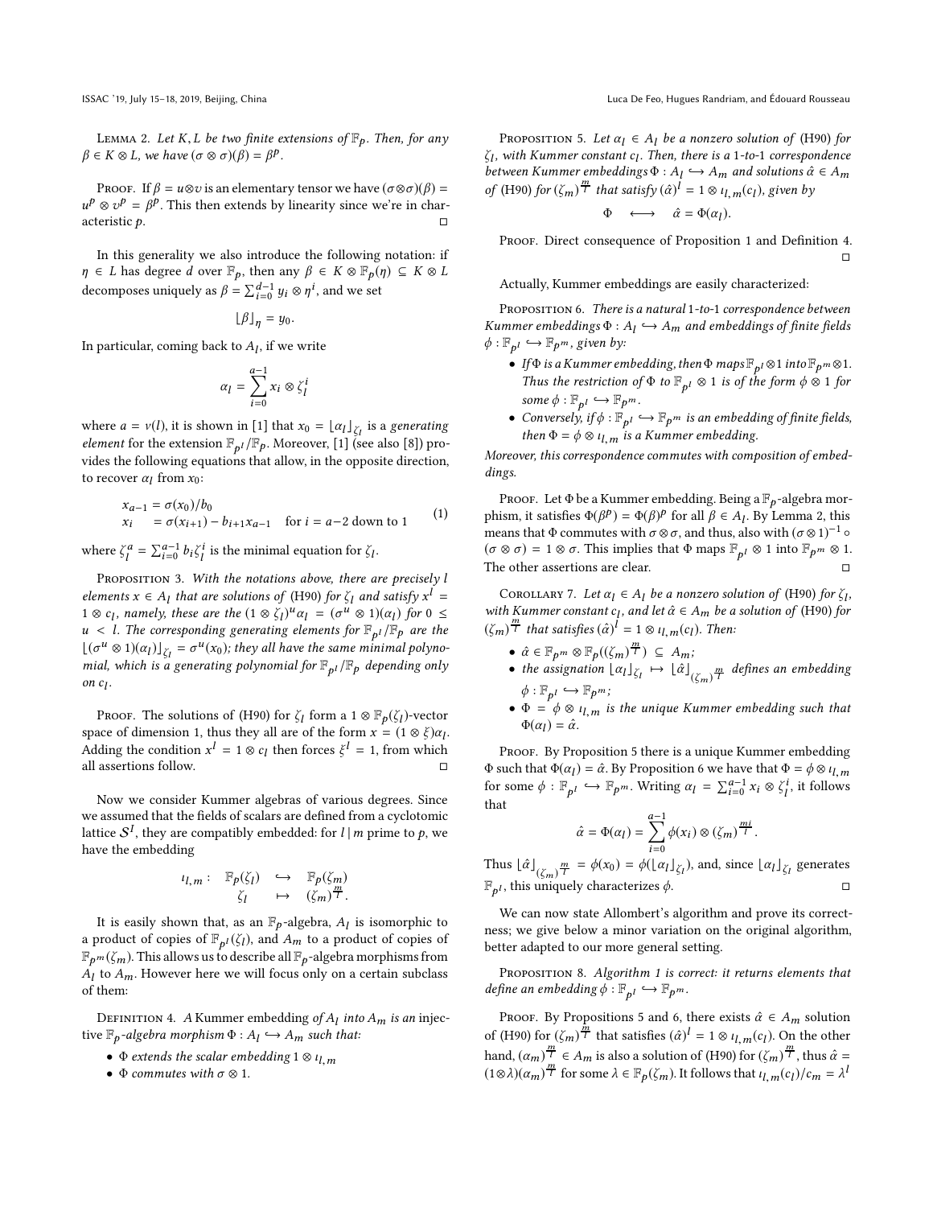Lemma 2. *Let $K, L$ be two finite extensions of $\mathbb{F}_p$. Then, for any $\beta \in K \otimes L$, we have $(\sigma \otimes \sigma)(\beta) = \beta^p$.*

Proof. If $\beta = u \otimes v$ is an elementary tensor we have $(\sigma \otimes \sigma)(\beta) = u^p \otimes v^p = \beta^p$. This then extends by linearity since we're in characteristic $p$. □

In this generality we also introduce the following notation: if $\eta \in L$ has degree $d$ over $\mathbb{F}_p$, then any $\beta \in K \otimes \mathbb{F}_p(\eta) \subseteq K \otimes L$ decomposes uniquely as $\beta = \sum_{i=0}^{d-1} y_i \otimes \eta^i$, and we set

$$\lfloor \beta \rfloor_\eta = y_0.$$

In particular, coming back to $A_l$, if we write

$$\alpha_l = \sum_{i=0}^{a-1} x_i \otimes \zeta_l^i$$

where $a = \nu(l)$, it is shown in [1] that $x_0 = \lfloor \alpha_l \rfloor_{\zeta_l}$ is a *generating element* for the extension $\mathbb{F}_{p^l}/\mathbb{F}_p$. Moreover, [1] (see also [8]) provides the following equations that allow, in the opposite direction, to recover $\alpha_l$ from $x_0$:

$$\begin{aligned} x_{a-1} &= \sigma(x_0)/b_0 \\ x_i &= \sigma(x_{i+1}) - b_{i+1}x_{a-1} \quad \text{for } i = a-2 \text{ down to } 1 \end{aligned} \tag{1}$$

where $\zeta_l^a = \sum_{i=0}^{a-1} b_i \zeta_l^i$ is the minimal equation for $\zeta_l$.

Proposition 3. *With the notations above, there are precisely $l$ elements $x \in A_l$ that are solutions of (H90) for $\zeta_l$ and satisfy $x^l = 1 \otimes c_l$, namely, these are the $(1 \otimes \zeta_l)^u \alpha_l = (\sigma^u \otimes 1)(\alpha_l)$ for $0 \leq u < l$. The corresponding generating elements for $\mathbb{F}_{p^l}/\mathbb{F}_p$ are the $\lfloor (\sigma^u \otimes 1)(\alpha_l) \rfloor_{\zeta_l} = \sigma^u(x_0)$; they all have the same minimal polynomial, which is a generating polynomial for $\mathbb{F}_{p^l}/\mathbb{F}_p$ depending only on $c_l$.*

Proof. The solutions of (H90) for $\zeta_l$ form a $1 \otimes \mathbb{F}_p(\zeta_l)$-vector space of dimension 1, thus they all are of the form $x = (1 \otimes \xi)\alpha_l$. Adding the condition $x^l = 1 \otimes c_l$ then forces $\xi^l = 1$, from which all assertions follow. □

Now we consider Kummer algebras of various degrees. Since we assumed that the fields of scalars are defined from a cyclotomic lattice $\mathcal{S}^I$, they are compatibly embedded: for $l \mid m$ prime to $p$, we have the embedding

$$\begin{array}{rccc} \iota_{l,m} : & \mathbb{F}_p(\zeta_l) & \hookrightarrow & \mathbb{F}_p(\zeta_m) \\ & \zeta_l & \mapsto & (\zeta_m)^{\frac{m}{l}}. \end{array}$$

It is easily shown that, as an $\mathbb{F}_p$-algebra, $A_l$ is isomorphic to a product of copies of $\mathbb{F}_{p^l}(\zeta_l)$, and $A_m$ to a product of copies of $\mathbb{F}_{p^m}(\zeta_m)$. This allows us to describe all $\mathbb{F}_p$-algebra morphisms from $A_l$ to $A_m$. However here we will focus only on a certain subclass of them:

Definition 4. *A* Kummer embedding *of $A_l$ into $A_m$ is an injective $\mathbb{F}_p$-algebra morphism $\Phi : A_l \hookrightarrow A_m$ such that:*

- *$\Phi$ extends the scalar embedding $1 \otimes \iota_{l,m}$*
- *$\Phi$ commutes with $\sigma \otimes 1$.*

Proposition 5. *Let $\alpha_l \in A_l$ be a nonzero solution of (H90) for $\zeta_l$, with Kummer constant $c_l$. Then, there is a 1-to-1 correspondence between Kummer embeddings $\Phi : A_l \hookrightarrow A_m$ and solutions $\hat{\alpha} \in A_m$ of (H90) for $(\zeta_m)^{\frac{m}{l}}$ that satisfy $(\hat{\alpha})^l = 1 \otimes \iota_{l,m}(c_l)$, given by*

$$\Phi \quad \longleftrightarrow \quad \hat{\alpha} = \Phi(\alpha_l).$$

Proof. Direct consequence of Proposition 1 and Definition 4. □

Actually, Kummer embeddings are easily characterized:

Proposition 6. *There is a natural 1-to-1 correspondence between Kummer embeddings $\Phi : A_l \hookrightarrow A_m$ and embeddings of finite fields $\phi : \mathbb{F}_{p^l} \hookrightarrow \mathbb{F}_{p^m}$, given by:*

- *If $\Phi$ is a Kummer embedding, then $\Phi$ maps $\mathbb{F}_{p^l} \otimes 1$ into $\mathbb{F}_{p^m} \otimes 1$. Thus the restriction of $\Phi$ to $\mathbb{F}_{p^l} \otimes 1$ is of the form $\phi \otimes 1$ for some $\phi : \mathbb{F}_{p^l} \hookrightarrow \mathbb{F}_{p^m}$.*
- *Conversely, if $\phi : \mathbb{F}_{p^l} \hookrightarrow \mathbb{F}_{p^m}$ is an embedding of finite fields, then $\Phi = \phi \otimes \iota_{l,m}$ is a Kummer embedding.*

*Moreover, this correspondence commutes with composition of embeddings.*

Proof. Let $\Phi$ be a Kummer embedding. Being a $\mathbb{F}_p$-algebra morphism, it satisfies $\Phi(\beta^p) = \Phi(\beta)^p$ for all $\beta \in A_l$. By Lemma 2, this means that $\Phi$ commutes with $\sigma \otimes \sigma$, and thus, also with $(\sigma \otimes 1)^{-1} \circ (\sigma \otimes \sigma) = 1 \otimes \sigma$. This implies that $\Phi$ maps $\mathbb{F}_{p^l} \otimes 1$ into $\mathbb{F}_{p^m} \otimes 1$. The other assertions are clear. □

Corollary 7. *Let $\alpha_l \in A_l$ be a nonzero solution of (H90) for $\zeta_l$, with Kummer constant $c_l$, and let $\hat{\alpha} \in A_m$ be a solution of (H90) for $(\zeta_m)^{\frac{m}{l}}$ that satisfies $(\hat{\alpha})^l = 1 \otimes \iota_{l,m}(c_l)$. Then:*

- *$\hat{\alpha} \in \mathbb{F}_{p^m} \otimes \mathbb{F}_p((\zeta_m)^{\frac{m}{l}}) \subseteq A_m$;*
- *the assignation $\lfloor \alpha_l \rfloor_{\zeta_l} \mapsto \lfloor \hat{\alpha} \rfloor_{(\zeta_m)^{\frac{m}{l}}}$ defines an embedding $\phi : \mathbb{F}_{p^l} \hookrightarrow \mathbb{F}_{p^m}$;*
- *$\Phi = \phi \otimes \iota_{l,m}$ is the unique Kummer embedding such that $\Phi(\alpha_l) = \hat{\alpha}$.*

Proof. By Proposition 5 there is a unique Kummer embedding $\Phi$ such that $\Phi(\alpha_l) = \hat{\alpha}$. By Proposition 6 we have that $\Phi = \phi \otimes \iota_{l,m}$ for some $\phi : \mathbb{F}_{p^l} \hookrightarrow \mathbb{F}_{p^m}$. Writing $\alpha_l = \sum_{i=0}^{a-1} x_i \otimes \zeta_l^i$, it follows that

$$\hat{\alpha} = \Phi(\alpha_l) = \sum_{i=0}^{a-1} \phi(x_i) \otimes (\zeta_m)^{\frac{mi}{l}}.$$

Thus $\lfloor \hat{\alpha} \rfloor_{(\zeta_m)^{\frac{m}{l}}} = \phi(x_0) = \phi(\lfloor \alpha_l \rfloor_{\zeta_l})$, and, since $\lfloor \alpha_l \rfloor_{\zeta_l}$ generates $\mathbb{F}_{p^l}$, this uniquely characterizes $\phi$. □

We can now state Allombert's algorithm and prove its correctness; we give below a minor variation on the original algorithm, better adapted to our more general setting.

Proposition 8. *Algorithm 1 is correct: it returns elements that define an embedding $\phi : \mathbb{F}_{p^l} \hookrightarrow \mathbb{F}_{p^m}$.*

Proof. By Propositions 5 and 6, there exists $\hat{\alpha} \in A_m$ solution of (H90) for $(\zeta_m)^{\frac{m}{l}}$ that satisfies $(\hat{\alpha})^l = 1 \otimes \iota_{l,m}(c_l)$. On the other hand, $(\alpha_m)^{\frac{m}{l}} \in A_m$ is also a solution of (H90) for $(\zeta_m)^{\frac{m}{l}}$, thus $\hat{\alpha} = (1 \otimes \lambda)(\alpha_m)^{\frac{m}{l}}$ for some $\lambda \in \mathbb{F}_p(\zeta_m)$. It follows that $\iota_{l,m}(c_l)/c_m = \lambda^l$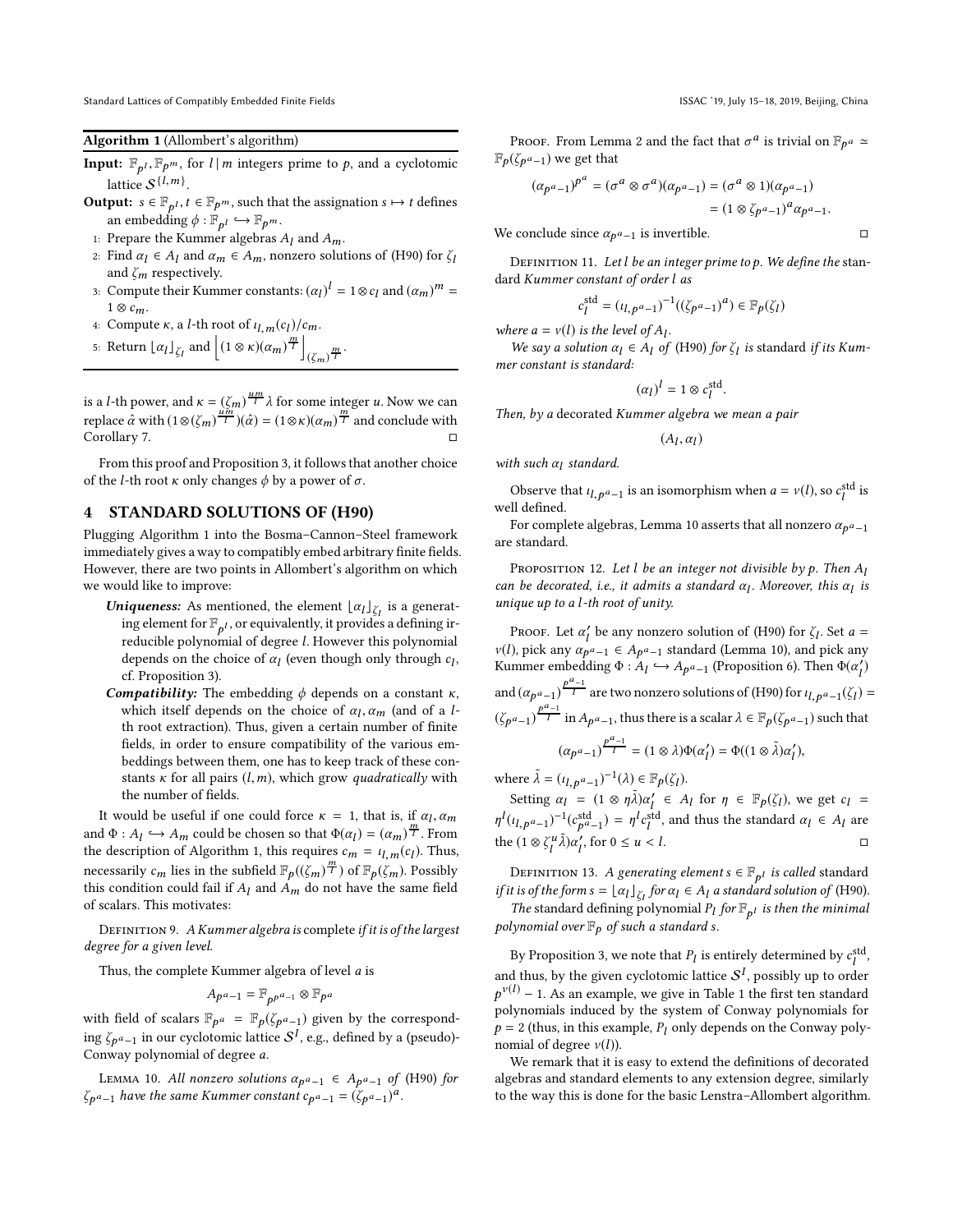**Algorithm 1** (Allombert's algorithm)

**Input:** $\mathbb{F}_{p^l}, \mathbb{F}_{p^m}$, for $l \mid m$ integers prime to $p$, and a cyclotomic lattice $\mathcal{S}^{\{l,m\}}$.

**Output:** $s \in \mathbb{F}_{p^l}, t \in \mathbb{F}_{p^m}$, such that the assignation $s \mapsto t$ defines an embedding $\phi : \mathbb{F}_{p^l} \hookrightarrow \mathbb{F}_{p^m}$.

1: Prepare the Kummer algebras $A_l$ and $A_m$.

2: Find $\alpha_l \in A_l$ and $\alpha_m \in A_m$, nonzero solutions of (H90) for $\zeta_l$ and $\zeta_m$ respectively.

3: Compute their Kummer constants: $(\alpha_l)^l = 1 \otimes c_l$ and $(\alpha_m)^m = 1 \otimes c_m$.

4: Compute $\kappa$, a $l$-th root of $\iota_{l,m}(c_l)/c_m$.

5: Return $\lfloor \alpha_l \rfloor_{\zeta_l}$ and $\left\lfloor (1 \otimes \kappa)(\alpha_m)^{\frac{m}{l}} \right\rfloor_{(\zeta_m)^{\frac{m}{l}}}$.

is a $l$-th power, and $\kappa = (\zeta_m)^{\frac{um}{l}} \lambda$ for some integer $u$. Now we can replace $\hat{\alpha}$ with $(1 \otimes (\zeta_m)^{\frac{um}{l}})(\hat{\alpha}) = (1 \otimes \kappa)(\alpha_m)^{\frac{m}{l}}$ and conclude with Corollary 7. □

From this proof and Proposition 3, it follows that another choice of the $l$-th root $\kappa$ only changes $\phi$ by a power of $\sigma$.

## 4 STANDARD SOLUTIONS OF (H90)

Plugging Algorithm 1 into the Bosma–Cannon–Steel framework immediately gives a way to compatibly embed arbitrary finite fields. However, there are two points in Allombert's algorithm on which we would like to improve:

- ***Uniqueness:*** As mentioned, the element $\lfloor \alpha_l \rfloor_{\zeta_l}$ is a generating element for $\mathbb{F}_{p^l}$, or equivalently, it provides a defining irreducible polynomial of degree $l$. However this polynomial depends on the choice of $\alpha_l$ (even though only through $c_l$, cf. Proposition 3).
- ***Compatibility:*** The embedding $\phi$ depends on a constant $\kappa$, which itself depends on the choice of $\alpha_l, \alpha_m$ (and of a $l$-th root extraction). Thus, given a certain number of finite fields, in order to ensure compatibility of the various embeddings between them, one has to keep track of these constants $\kappa$ for all pairs $(l, m)$, which grow *quadratically* with the number of fields.

It would be useful if one could force $\kappa = 1$, that is, if $\alpha_l, \alpha_m$ and $\Phi : A_l \hookrightarrow A_m$ could be chosen so that $\Phi(\alpha_l) = (\alpha_m)^{\frac{m}{l}}$. From the description of Algorithm 1, this requires $c_m = \iota_{l,m}(c_l)$. Thus, necessarily $c_m$ lies in the subfield $\mathbb{F}_p((\zeta_m)^{\frac{m}{l}})$ of $\mathbb{F}_p(\zeta_m)$. Possibly this condition could fail if $A_l$ and $A_m$ do not have the same field of scalars. This motivates:

Definition 9. *A Kummer algebra is* complete *if it is of the largest degree for a given level.*

Thus, the complete Kummer algebra of level $a$ is

$$A_{p^a-1} = \mathbb{F}_{p^{p^a-1}} \otimes \mathbb{F}_{p^a}$$

with field of scalars $\mathbb{F}_{p^a} = \mathbb{F}_p(\zeta_{p^a-1})$ given by the corresponding $\zeta_{p^a-1}$ in our cyclotomic lattice $\mathcal{S}^I$, e.g., defined by a (pseudo)-Conway polynomial of degree $a$.

Lemma 10. *All nonzero solutions $\alpha_{p^a-1} \in A_{p^a-1}$ of (H90) for $\zeta_{p^a-1}$ have the same Kummer constant $c_{p^a-1} = (\zeta_{p^a-1})^a$.*

Proof. From Lemma 2 and the fact that $\sigma^a$ is trivial on $\mathbb{F}_{p^a} \simeq \mathbb{F}_p(\zeta_{p^a-1})$ we get that

$$\begin{aligned}(\alpha_{p^a-1})^{p^a} &= (\sigma^a \otimes \sigma^a)(\alpha_{p^a-1}) = (\sigma^a \otimes 1)(\alpha_{p^a-1}) \\ &= (1 \otimes \zeta_{p^a-1})^a \alpha_{p^a-1}.\end{aligned}$$

We conclude since $\alpha_{p^a-1}$ is invertible. □

Definition 11. *Let $l$ be an integer prime to $p$. We define the* standard *Kummer constant of order $l$ as*

$$c_l^{\text{std}} = (\iota_{l,p^a-1})^{-1}((\zeta_{p^a-1})^a) \in \mathbb{F}_p(\zeta_l)$$

*where $a = \nu(l)$ is the level of $A_l$.*

*We say a solution $\alpha_l \in A_l$ of (H90) for $\zeta_l$ is* standard *if its Kummer constant is standard:*

$$(\alpha_l)^l = 1 \otimes c_l^{\text{std}}.$$

*Then, by a* decorated *Kummer algebra we mean a pair*

$$(A_l, \alpha_l)$$

*with such $\alpha_l$ standard.*

Observe that $\iota_{l,p^a-1}$ is an isomorphism when $a = \nu(l)$, so $c_l^{\text{std}}$ is well defined.

For complete algebras, Lemma 10 asserts that all nonzero $\alpha_{p^a-1}$ are standard.

Proposition 12. *Let $l$ be an integer not divisible by $p$. Then $A_l$ can be decorated, i.e., it admits a standard $\alpha_l$. Moreover, this $\alpha_l$ is unique up to a $l$-th root of unity.*

Proof. Let $\alpha_l'$ be any nonzero solution of (H90) for $\zeta_l$. Set $a = \nu(l)$, pick any $\alpha_{p^a-1} \in A_{p^a-1}$ standard (Lemma 10), and pick any Kummer embedding $\Phi : A_l \hookrightarrow A_{p^a-1}$ (Proposition 6). Then $\Phi(\alpha_l')$ and $(\alpha_{p^a-1})^{\frac{p^a-1}{l}}$ are two nonzero solutions of (H90) for $\iota_{l,p^a-1}(\zeta_l) = (\zeta_{p^a-1})^{\frac{p^a-1}{l}}$ in $A_{p^a-1}$, thus there is a scalar $\lambda \in \mathbb{F}_p(\zeta_{p^a-1})$ such that

$$(\alpha_{p^a-1})^{\frac{p^a-1}{l}} = (1 \otimes \lambda)\Phi(\alpha_l') = \Phi((1 \otimes \tilde{\lambda})\alpha_l'),$$

where $\tilde{\lambda} = (\iota_{l,p^a-1})^{-1}(\lambda) \in \mathbb{F}_p(\zeta_l)$.

Setting $\alpha_l = (1 \otimes \eta\tilde{\lambda})\alpha_l' \in A_l$ for $\eta \in \mathbb{F}_p(\zeta_l)$, we get $c_l = \eta^l(\iota_{l,p^a-1})^{-1}(c_{p^a-1}^{\text{std}}) = \eta^l c_l^{\text{std}}$, and thus the standard $\alpha_l \in A_l$ are the $(1 \otimes \zeta_l^u \tilde{\lambda})\alpha_l'$, for $0 \le u < l$. □

Definition 13. *A generating element $s \in \mathbb{F}_{p^l}$ is called* standard *if it is of the form $s = \lfloor \alpha_l \rfloor_{\zeta_l}$ for $\alpha_l \in A_l$ a standard solution of (H90).*

*The* standard defining polynomial *$P_l$ for $\mathbb{F}_{p^l}$ is then the minimal polynomial over $\mathbb{F}_p$ of such a standard $s$.*

By Proposition 3, we note that $P_l$ is entirely determined by $c_l^{\text{std}}$, and thus, by the given cyclotomic lattice $\mathcal{S}^I$, possibly up to order $p^{\nu(l)} - 1$. As an example, we give in Table 1 the first ten standard polynomials induced by the system of Conway polynomials for $p = 2$ (thus, in this example, $P_l$ only depends on the Conway polynomial of degree $\nu(l)$).

We remark that it is easy to extend the definitions of decorated algebras and standard elements to any extension degree, similarly to the way this is done for the basic Lenstra–Allombert algorithm.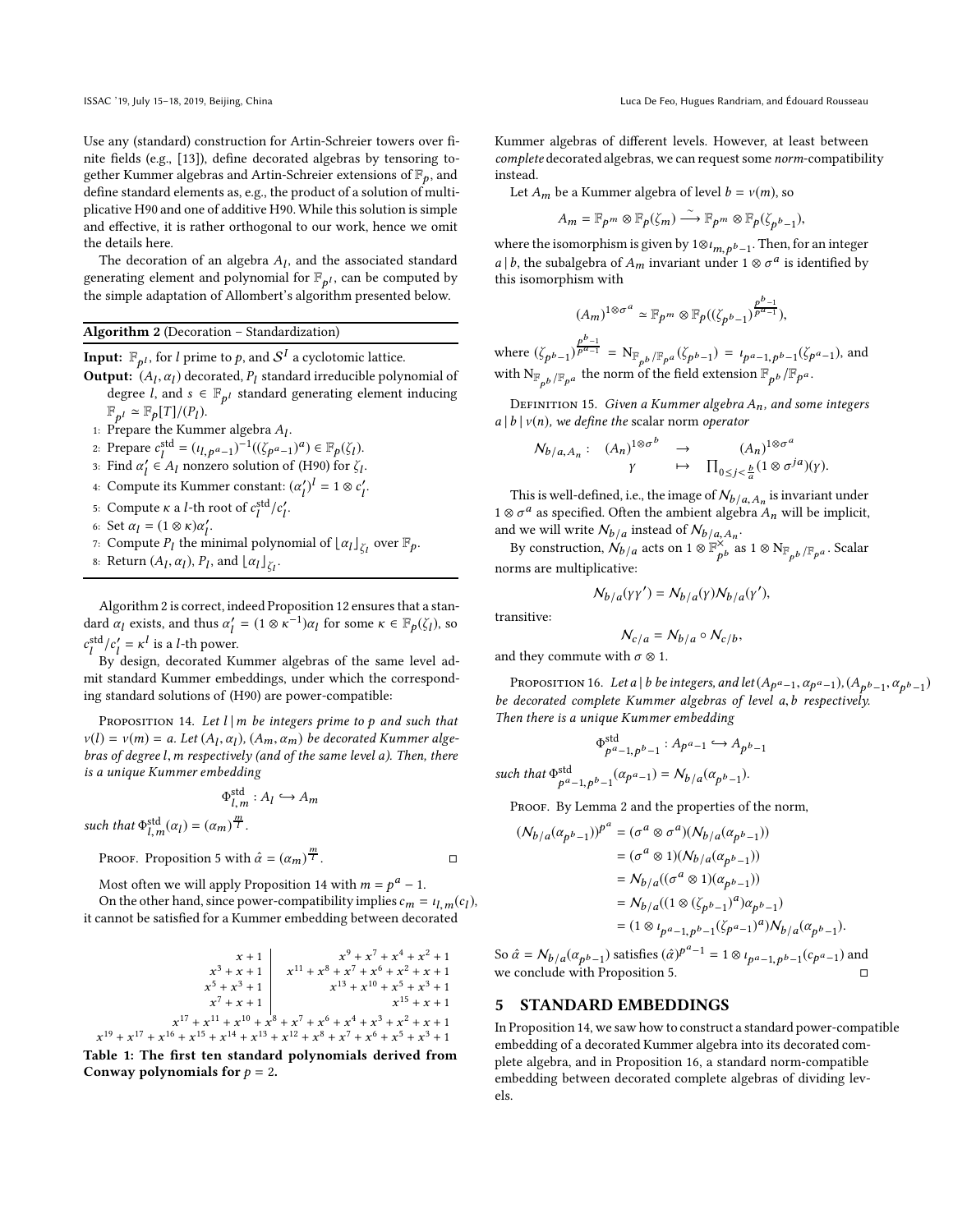Use any (standard) construction for Artin-Schreier towers over finite fields (e.g., [13]), define decorated algebras by tensoring together Kummer algebras and Artin-Schreier extensions of $\mathbb{F}_p$, and define standard elements as, e.g., the product of a solution of multiplicative H90 and one of additive H90. While this solution is simple and effective, it is rather orthogonal to our work, hence we omit the details here.

The decoration of an algebra $A_l$, and the associated standard generating element and polynomial for $\mathbb{F}_{p^l}$, can be computed by the simple adaptation of Allombert's algorithm presented below.

---

**Algorithm 2** (Decoration – Standardization)

**Input:** $\mathbb{F}_{p^l}$, for $l$ prime to $p$, and $\mathcal{S}^l$ a cyclotomic lattice.

**Output:** $(A_l, \alpha_l)$ decorated, $P_l$ standard irreducible polynomial of degree $l$, and $s \in \mathbb{F}_{p^l}$ standard generating element inducing $\mathbb{F}_{p^l} \simeq \mathbb{F}_p[T]/(P_l)$.

1: Prepare the Kummer algebra $A_l$.
2: Prepare $c_l^{\text{std}} = (\iota_{l,p^a-1})^{-1}((\zeta_{p^a-1})^a) \in \mathbb{F}_p(\zeta_l)$.
3: Find $\alpha'_l \in A_l$ nonzero solution of (H90) for $\zeta_l$.
4: Compute its Kummer constant: $(\alpha'_l)^l = 1 \otimes c'_l$.
5: Compute $\kappa$ a $l$-th root of $c_l^{\text{std}}/c'_l$.
6: Set $\alpha_l = (1 \otimes \kappa)\alpha'_l$.
7: Compute $P_l$ the minimal polynomial of $\lfloor \alpha_l \rfloor_{\zeta_l}$ over $\mathbb{F}_p$.
8: Return $(A_l, \alpha_l)$, $P_l$, and $\lfloor \alpha_l \rfloor_{\zeta_l}$.

---

Algorithm 2 is correct, indeed Proposition 12 ensures that a standard $\alpha_l$ exists, and thus $\alpha'_l = (1 \otimes \kappa^{-1})\alpha_l$ for some $\kappa \in \mathbb{F}_p(\zeta_l)$, so $c_l^{\text{std}}/c'_l = \kappa^l$ is a $l$-th power.

By design, decorated Kummer algebras of the same level admit standard Kummer embeddings, under which the corresponding standard solutions of (H90) are power-compatible:

Proposition 14. *Let $l \mid m$ be integers prime to $p$ and such that $\nu(l) = \nu(m) = a$. Let $(A_l, \alpha_l)$, $(A_m, \alpha_m)$ be decorated Kummer algebras of degree $l, m$ respectively (and of the same level $a$). Then, there is a unique Kummer embedding*

$$\Phi_{l,m}^{\text{std}} : A_l \hookrightarrow A_m$$

*such that $\Phi_{l,m}^{\text{std}}(\alpha_l) = (\alpha_m)^{\frac{m}{l}}$.*

Proof. Proposition 5 with $\hat{\alpha} = (\alpha_m)^{\frac{m}{l}}$. □

Most often we will apply Proposition 14 with $m = p^a - 1$.

On the other hand, since power-compatibility implies $c_m = \iota_{l,m}(c_l)$, it cannot be satisfied for a Kummer embedding between decorated Kummer algebras of different levels. However, at least between *complete* decorated algebras, we can request some *norm*-compatibility instead.

| | |
|---|---|
| $x+1$ | $x^9+x^7+x^4+x^2+1$ |
| $x^3+x+1$ | $x^{11}+x^8+x^7+x^6+x^2+x+1$ |
| $x^5+x^3+1$ | $x^{13}+x^{10}+x^5+x^3+1$ |
| $x^7+x+1$ | $x^{15}+x+1$ |
| $x^{17}+x^{11}+x^{10}+x^8+x^7+x^6+x^4+x^3+x^2+x+1$ | |
| $x^{19}+x^{17}+x^{16}+x^{15}+x^{14}+x^{13}+x^{12}+x^8+x^7+x^6+x^5+x^3+1$ | |

**Table 1: The first ten standard polynomials derived from Conway polynomials for $p = 2$.**

Let $A_m$ be a Kummer algebra of level $b = \nu(m)$, so

$$A_m = \mathbb{F}_{p^m} \otimes \mathbb{F}_p(\zeta_m) \xrightarrow{\sim} \mathbb{F}_{p^m} \otimes \mathbb{F}_p(\zeta_{p^b-1}),$$

where the isomorphism is given by $1 \otimes \iota_{m,p^b-1}$. Then, for an integer $a \mid b$, the subalgebra of $A_m$ invariant under $1 \otimes \sigma^a$ is identified by this isomorphism with

$$(A_m)^{1\otimes\sigma^a} \simeq \mathbb{F}_{p^m} \otimes \mathbb{F}_p((\zeta_{p^b-1})^{\frac{p^b-1}{p^a-1}}),$$

where $(\zeta_{p^b-1})^{\frac{p^b-1}{p^a-1}} = \mathrm{N}_{\mathbb{F}_{p^b}/\mathbb{F}_{p^a}}(\zeta_{p^b-1}) = \iota_{p^a-1,p^b-1}(\zeta_{p^a-1})$, and with $\mathrm{N}_{\mathbb{F}_{p^b}/\mathbb{F}_{p^a}}$ the norm of the field extension $\mathbb{F}_{p^b}/\mathbb{F}_{p^a}$.

Definition 15. *Given a Kummer algebra $A_n$, and some integers $a \mid b \mid \nu(n)$, we define the* scalar norm *operator*

$$\begin{array}{rccc} \mathcal{N}_{b/a,A_n}: & (A_n)^{1\otimes\sigma^b} & \to & (A_n)^{1\otimes\sigma^a} \\ & \gamma & \mapsto & \prod_{0\le j<\frac{b}{a}}(1\otimes\sigma^{ja})(\gamma). \end{array}$$

This is well-defined, i.e., the image of $\mathcal{N}_{b/a,A_n}$ is invariant under $1 \otimes \sigma^a$ as specified. Often the ambient algebra $A_n$ will be implicit, and we will write $\mathcal{N}_{b/a}$ instead of $\mathcal{N}_{b/a,A_n}$.

By construction, $\mathcal{N}_{b/a}$ acts on $1 \otimes \mathbb{F}_{p^b}^{\times}$ as $1 \otimes \mathrm{N}_{\mathbb{F}_{p^b}/\mathbb{F}_{p^a}}$. Scalar norms are multiplicative:

$$\mathcal{N}_{b/a}(\gamma\gamma') = \mathcal{N}_{b/a}(\gamma)\mathcal{N}_{b/a}(\gamma'),$$

transitive:

$$\mathcal{N}_{c/a} = \mathcal{N}_{b/a} \circ \mathcal{N}_{c/b},$$

and they commute with $\sigma \otimes 1$.

Proposition 16. *Let $a \mid b$ be integers, and let $(A_{p^a-1}, \alpha_{p^a-1})$, $(A_{p^b-1}, \alpha_{p^b-1})$ be decorated complete Kummer algebras of level $a, b$ respectively. Then there is a unique Kummer embedding*

$$\Phi_{p^a-1,p^b-1}^{\text{std}} : A_{p^a-1} \hookrightarrow A_{p^b-1}$$

*such that $\Phi_{p^a-1,p^b-1}^{\text{std}}(\alpha_{p^a-1}) = \mathcal{N}_{b/a}(\alpha_{p^b-1})$.*

Proof. By Lemma 2 and the properties of the norm,

$$\begin{aligned}
(\mathcal{N}_{b/a}(\alpha_{p^b-1}))^{p^a} &= (\sigma^a \otimes \sigma^a)(\mathcal{N}_{b/a}(\alpha_{p^b-1})) \\
&= (\sigma^a \otimes 1)(\mathcal{N}_{b/a}(\alpha_{p^b-1})) \\
&= \mathcal{N}_{b/a}((\sigma^a \otimes 1)(\alpha_{p^b-1})) \\
&= \mathcal{N}_{b/a}((1 \otimes (\zeta_{p^b-1})^a)\alpha_{p^b-1}) \\
&= (1 \otimes \iota_{p^a-1,p^b-1}(\zeta_{p^a-1})^a)\mathcal{N}_{b/a}(\alpha_{p^b-1}).
\end{aligned}$$

So $\hat{\alpha} = \mathcal{N}_{b/a}(\alpha_{p^b-1})$ satisfies $(\hat{\alpha})^{p^a-1} = 1 \otimes \iota_{p^a-1,p^b-1}(c_{p^a-1})$ and we conclude with Proposition 5. □

## 5 STANDARD EMBEDDINGS

In Proposition 14, we saw how to construct a standard power-compatible embedding of a decorated Kummer algebra into its decorated complete algebra, and in Proposition 16, a standard norm-compatible embedding between decorated complete algebras of dividing levels.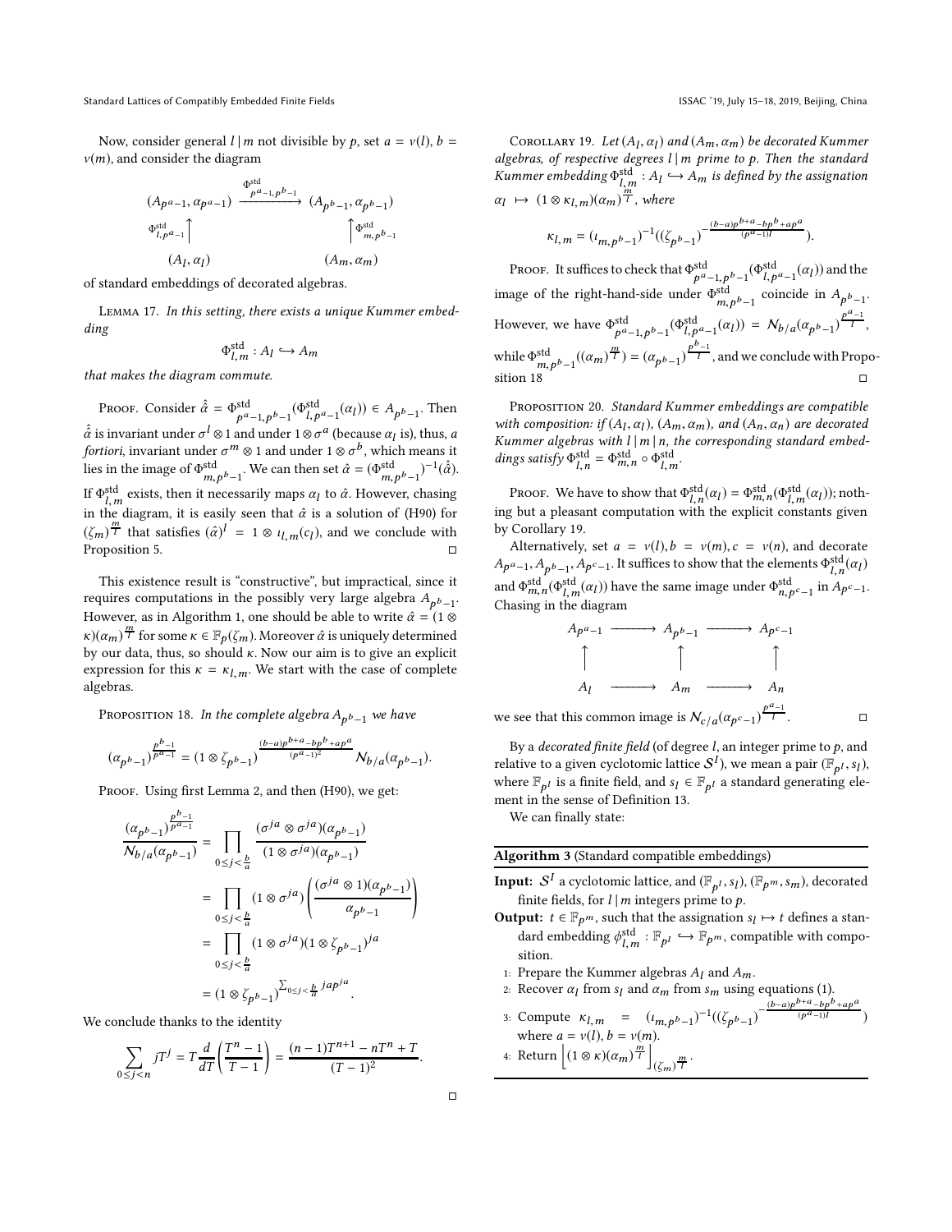Now, consider general $l \mid m$ not divisible by $p$, set $a = \nu(l)$, $b = \nu(m)$, and consider the diagram

$$\begin{array}{ccc}
(A_{p^a-1}, \alpha_{p^a-1}) & \xrightarrow{\Phi^{\mathrm{std}}_{p^a-1,p^b-1}} & (A_{p^b-1}, \alpha_{p^b-1}) \\
\Phi^{\mathrm{std}}_{l,p^a-1} \big\uparrow & & \big\uparrow \Phi^{\mathrm{std}}_{m,p^b-1} \\
(A_l, \alpha_l) & & (A_m, \alpha_m)
\end{array}$$

of standard embeddings of decorated algebras.

Lemma 17. *In this setting, there exists a unique Kummer embedding*

$$\Phi^{\mathrm{std}}_{l,m} : A_l \hookrightarrow A_m$$

*that makes the diagram commute.*

Proof. Consider $\hat{\hat{\alpha}} = \Phi^{\mathrm{std}}_{p^a-1,p^b-1}(\Phi^{\mathrm{std}}_{l,p^a-1}(\alpha_l)) \in A_{p^b-1}$. Then $\hat{\hat{\alpha}}$ is invariant under $\sigma^l \otimes 1$ and under $1 \otimes \sigma^a$ (because $\alpha_l$ is), thus, *a fortiori*, invariant under $\sigma^m \otimes 1$ and under $1 \otimes \sigma^b$, which means it lies in the image of $\Phi^{\mathrm{std}}_{m,p^b-1}$. We can then set $\hat{\alpha} = (\Phi^{\mathrm{std}}_{m,p^b-1})^{-1}(\hat{\hat{\alpha}})$. If $\Phi^{\mathrm{std}}_{l,m}$ exists, then it necessarily maps $\alpha_l$ to $\hat{\alpha}$. However, chasing in the diagram, it is easily seen that $\hat{\alpha}$ is a solution of (H90) for $(\zeta_m)^{\frac{m}{l}}$ that satisfies $(\hat{\alpha})^l = 1 \otimes \iota_{l,m}(c_l)$, and we conclude with Proposition 5. ◻

This existence result is "constructive", but impractical, since it requires computations in the possibly very large algebra $A_{p^b-1}$. However, as in Algorithm 1, one should be able to write $\hat{\alpha} = (1 \otimes \kappa)(\alpha_m)^{\frac{m}{l}}$ for some $\kappa \in \mathbb{F}_p(\zeta_m)$. Moreover $\hat{\alpha}$ is uniquely determined by our data, thus, so should $\kappa$. Now our aim is to give an explicit expression for this $\kappa = \kappa_{l,m}$. We start with the case of complete algebras.

Proposition 18. *In the complete algebra $A_{p^b-1}$ we have*

$$(\alpha_{p^b-1})^{\frac{p^b-1}{p^a-1}} = (1 \otimes \zeta_{p^b-1})^{\frac{(b-a)p^{b+a}-bp^b+ap^a}{(p^a-1)^2}} \mathcal{N}_{b/a}(\alpha_{p^b-1}).$$

Proof. Using first Lemma 2, and then (H90), we get:

$$\begin{aligned}
\frac{(\alpha_{p^b-1})^{\frac{p^b-1}{p^a-1}}}{\mathcal{N}_{b/a}(\alpha_{p^b-1})} &= \prod_{0 \le j < \frac{b}{a}} \frac{(\sigma^{ja} \otimes \sigma^{ja})(\alpha_{p^b-1})}{(1 \otimes \sigma^{ja})(\alpha_{p^b-1})} \\
&= \prod_{0 \le j < \frac{b}{a}} (1 \otimes \sigma^{ja}) \left( \frac{(\sigma^{ja} \otimes 1)(\alpha_{p^b-1})}{\alpha_{p^b-1}} \right) \\
&= \prod_{0 \le j < \frac{b}{a}} (1 \otimes \sigma^{ja})(1 \otimes \zeta_{p^b-1})^{ja} \\
&= (1 \otimes \zeta_{p^b-1})^{\sum_{0 \le j < \frac{b}{a}} jap^{ja}}.
\end{aligned}$$

We conclude thanks to the identity

$$\sum_{0 \le j < n} jT^j = T \frac{d}{dT} \left( \frac{T^n - 1}{T - 1} \right) = \frac{(n-1)T^{n+1} - nT^n + T}{(T-1)^2}.$$

◻

Corollary 19. *Let $(A_l, \alpha_l)$ and $(A_m, \alpha_m)$ be decorated Kummer algebras, of respective degrees $l \mid m$ prime to $p$. Then the standard Kummer embedding $\Phi^{\mathrm{std}}_{l,m} : A_l \hookrightarrow A_m$ is defined by the assignation $\alpha_l \mapsto (1 \otimes \kappa_{l,m})(\alpha_m)^{\frac{m}{l}}$, where*

$$\kappa_{l,m} = (\iota_{m,p^b-1})^{-1}((\zeta_{p^b-1})^{-\frac{(b-a)p^{b+a}-bp^b+ap^a}{(p^a-1)l}}).$$

Proof. It suffices to check that $\Phi^{\mathrm{std}}_{p^a-1,p^b-1}(\Phi^{\mathrm{std}}_{l,p^a-1}(\alpha_l))$ and the image of the right-hand-side under $\Phi^{\mathrm{std}}_{m,p^b-1}$ coincide in $A_{p^b-1}$. However, we have $\Phi^{\mathrm{std}}_{p^a-1,p^b-1}(\Phi^{\mathrm{std}}_{l,p^a-1}(\alpha_l)) = \mathcal{N}_{b/a}(\alpha_{p^b-1})^{\frac{p^a-1}{l}}$, while $\Phi^{\mathrm{std}}_{m,p^b-1}((\alpha_m)^{\frac{m}{l}}) = (\alpha_{p^b-1})^{\frac{p^b-1}{l}}$, and we conclude with Proposition 18 ◻

Proposition 20. *Standard Kummer embeddings are compatible with composition: if $(A_l, \alpha_l)$, $(A_m, \alpha_m)$, and $(A_n, \alpha_n)$ are decorated Kummer algebras with $l \mid m \mid n$, the corresponding standard embeddings satisfy $\Phi^{\mathrm{std}}_{l,n} = \Phi^{\mathrm{std}}_{m,n} \circ \Phi^{\mathrm{std}}_{l,m}$.*

Proof. We have to show that $\Phi^{\mathrm{std}}_{l,n}(\alpha_l) = \Phi^{\mathrm{std}}_{m,n}(\Phi^{\mathrm{std}}_{l,m}(\alpha_l))$; nothing but a pleasant computation with the explicit constants given by Corollary 19.

Alternatively, set $a = \nu(l), b = \nu(m), c = \nu(n)$, and decorate $A_{p^a-1}, A_{p^b-1}, A_{p^c-1}$. It suffices to show that the elements $\Phi^{\mathrm{std}}_{l,n}(\alpha_l)$ and $\Phi^{\mathrm{std}}_{m,n}(\Phi^{\mathrm{std}}_{l,m}(\alpha_l))$ have the same image under $\Phi^{\mathrm{std}}_{n,p^c-1}$ in $A_{p^c-1}$. Chasing in the diagram

$$\begin{array}{ccccc}
A_{p^a-1} & \longrightarrow & A_{p^b-1} & \longrightarrow & A_{p^c-1} \\
\big\uparrow & & \big\uparrow & & \big\uparrow \\
A_l & \longrightarrow & A_m & \longrightarrow & A_n
\end{array}$$

we see that this common image is $\mathcal{N}_{c/a}(\alpha_{p^c-1})^{\frac{p^a-1}{l}}$. ◻

By a *decorated finite field* (of degree $l$, an integer prime to $p$, and relative to a given cyclotomic lattice $\mathcal{S}^l$), we mean a pair $(\mathbb{F}_{p^l}, s_l)$, where $\mathbb{F}_{p^l}$ is a finite field, and $s_l \in \mathbb{F}_{p^l}$ a standard generating element in the sense of Definition 13.

We can finally state:

**Algorithm 3** (Standard compatible embeddings)

**Input:** $\mathcal{S}^l$ a cyclotomic lattice, and $(\mathbb{F}_{p^l}, s_l)$, $(\mathbb{F}_{p^m}, s_m)$, decorated finite fields, for $l \mid m$ integers prime to $p$.

**Output:** $t \in \mathbb{F}_{p^m}$, such that the assignation $s_l \mapsto t$ defines a standard embedding $\phi^{\mathrm{std}}_{l,m} : \mathbb{F}_{p^l} \hookrightarrow \mathbb{F}_{p^m}$, compatible with composition.

1. Prepare the Kummer algebras $A_l$ and $A_m$.
2. Recover $\alpha_l$ from $s_l$ and $\alpha_m$ from $s_m$ using equations (1).
3. Compute $\kappa_{l,m} = (\iota_{m,p^b-1})^{-1}((\zeta_{p^b-1})^{-\frac{(b-a)p^{b+a}-bp^b+ap^a}{(p^a-1)l}})$ where $a = \nu(l)$, $b = \nu(m)$.
4. Return $\left[ (1 \otimes \kappa)(\alpha_m)^{\frac{m}{l}} \right]_{(\zeta_m)^{\frac{m}{l}}}$.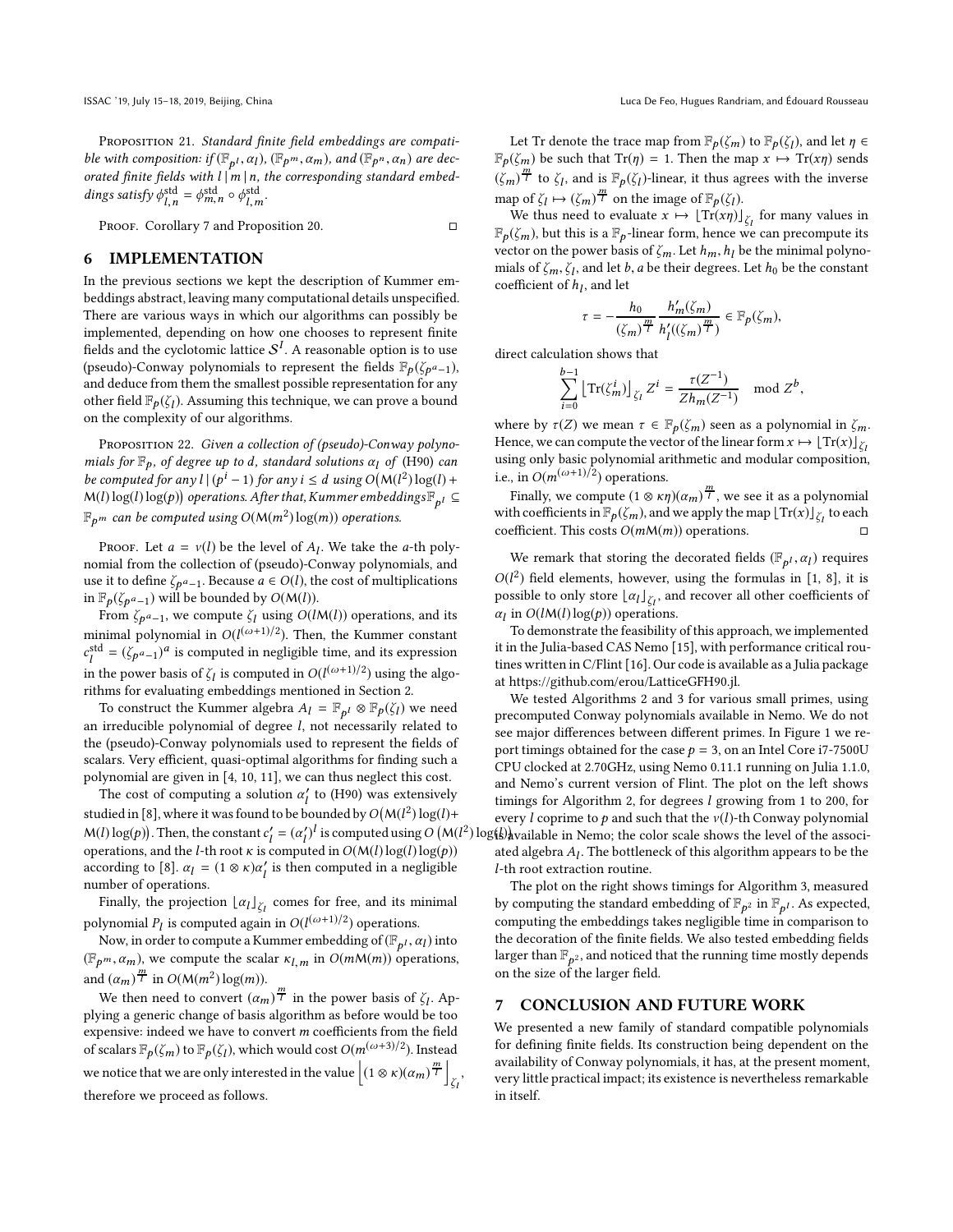Proposition 21. *Standard finite field embeddings are compatible with composition: if $(\mathbb{F}_{p^l}, \alpha_l)$, $(\mathbb{F}_{p^m}, \alpha_m)$, and $(\mathbb{F}_{p^n}, \alpha_n)$ are decorated finite fields with $l \mid m \mid n$, the corresponding standard embeddings satisfy $\phi^{\text{std}}_{l,n} = \phi^{\text{std}}_{m,n} \circ \phi^{\text{std}}_{l,m}$.*

Proof. Corollary 7 and Proposition 20. □

## 6 IMPLEMENTATION

In the previous sections we kept the description of Kummer embeddings abstract, leaving many computational details unspecified. There are various ways in which our algorithms can possibly be implemented, depending on how one chooses to represent finite fields and the cyclotomic lattice $\mathcal{S}^I$. A reasonable option is to use (pseudo)-Conway polynomials to represent the fields $\mathbb{F}_p(\zeta_{p^a-1})$, and deduce from them the smallest possible representation for any other field $\mathbb{F}_p(\zeta_l)$. Assuming this technique, we can prove a bound on the complexity of our algorithms.

Proposition 22. *Given a collection of (pseudo)-Conway polynomials for $\mathbb{F}_p$, of degree up to $d$, standard solutions $\alpha_l$ of (H90) can be computed for any $l \mid (p^i - 1)$ for any $i \le d$ using $O\big(\mathsf{M}(l^2)\log(l) + \mathsf{M}(l)\log(l)\log(p)\big)$ operations. After that, Kummer embeddings $\mathbb{F}_{p^l} \subseteq \mathbb{F}_{p^m}$ can be computed using $O(\mathsf{M}(m^2)\log(m))$ operations.*

Proof. Let $a = v(l)$ be the level of $A_l$. We take the $a$-th polynomial from the collection of (pseudo)-Conway polynomials, and use it to define $\zeta_{p^a-1}$. Because $a \in O(l)$, the cost of multiplications in $\mathbb{F}_p(\zeta_{p^a-1})$ will be bounded by $O(\mathsf{M}(l))$.

From $\zeta_{p^a-1}$, we compute $\zeta_l$ using $O(l\mathsf{M}(l))$ operations, and its minimal polynomial in $O(l^{(\omega+1)/2})$. Then, the Kummer constant $c^{\text{std}}_l = (\zeta_{p^a-1})^a$ is computed in negligible time, and its expression in the power basis of $\zeta_l$ is computed in $O(l^{(\omega+1)/2})$ using the algorithms for evaluating embeddings mentioned in Section 2.

To construct the Kummer algebra $A_l = \mathbb{F}_{p^l} \otimes \mathbb{F}_p(\zeta_l)$ we need an irreducible polynomial of degree $l$, not necessarily related to the (pseudo)-Conway polynomials used to represent the fields of scalars. Very efficient, quasi-optimal algorithms for finding such a polynomial are given in [4, 10, 11], we can thus neglect this cost.

The cost of computing a solution $\alpha'_l$ to (H90) was extensively studied in [8], where it was found to be bounded by $O\big(\mathsf{M}(l^2)\log(l) + \mathsf{M}(l)\log(p)\big)$. Then, the constant $c'_l = (\alpha'_l)^l$ is computed using $O\left(\mathsf{M}(l^2)\log(l)\right)$ operations, and the $l$-th root $\kappa$ is computed in $O(\mathsf{M}(l)\log(l)\log(p))$ according to [8]. $\alpha_l = (1 \otimes \kappa)\alpha'_l$ is then computed in a negligible number of operations.

Finally, the projection $\lfloor \alpha_l \rfloor_{\zeta_l}$ comes for free, and its minimal polynomial $P_l$ is computed again in $O(l^{(\omega+1)/2})$ operations.

Now, in order to compute a Kummer embedding of $(\mathbb{F}_{p^l}, \alpha_l)$ into $(\mathbb{F}_{p^m}, \alpha_m)$, we compute the scalar $\kappa_{l,m}$ in $O(m\mathsf{M}(m))$ operations, and $(\alpha_m)^{\frac{m}{l}}$ in $O(\mathsf{M}(m^2)\log(m))$.

We then need to convert $(\alpha_m)^{\frac{m}{l}}$ in the power basis of $\zeta_l$. Applying a generic change of basis algorithm as before would be too expensive: indeed we have to convert $m$ coefficients from the field of scalars $\mathbb{F}_p(\zeta_m)$ to $\mathbb{F}_p(\zeta_l)$, which would cost $O(m^{(\omega+3)/2})$. Instead we notice that we are only interested in the value $\left\lfloor (1 \otimes \kappa)(\alpha_m)^{\frac{m}{l}} \right\rfloor_{\zeta_l}$, therefore we proceed as follows.

Let Tr denote the trace map from $\mathbb{F}_p(\zeta_m)$ to $\mathbb{F}_p(\zeta_l)$, and let $\eta \in \mathbb{F}_p(\zeta_m)$ be such that $\mathrm{Tr}(\eta) = 1$. Then the map $x \mapsto \mathrm{Tr}(x\eta)$ sends $(\zeta_m)^{\frac{m}{l}}$ to $\zeta_l$, and is $\mathbb{F}_p(\zeta_l)$-linear, it thus agrees with the inverse map of $\zeta_l \mapsto (\zeta_m)^{\frac{m}{l}}$ on the image of $\mathbb{F}_p(\zeta_l)$.

We thus need to evaluate $x \mapsto \lfloor \mathrm{Tr}(x\eta) \rfloor_{\zeta_l}$ for many values in $\mathbb{F}_p(\zeta_m)$, but this is a $\mathbb{F}_p$-linear form, hence we can precompute its vector on the power basis of $\zeta_m$. Let $h_m, h_l$ be the minimal polynomials of $\zeta_m, \zeta_l$, and let $b, a$ be their degrees. Let $h_0$ be the constant coefficient of $h_l$, and let

$$\tau = -\frac{h_0}{(\zeta_m)^{\frac{m}{l}}} \frac{h'_m(\zeta_m)}{h'_l((\zeta_m)^{\frac{m}{l}})} \in \mathbb{F}_p(\zeta_m),$$

direct calculation shows that

$$\sum_{i=0}^{b-1} \left\lfloor \mathrm{Tr}(\zeta_m^i) \right\rfloor_{\zeta_l} Z^i = \frac{\tau(Z^{-1})}{Zh_m(Z^{-1})} \mod Z^b,$$

where by $\tau(Z)$ we mean $\tau \in \mathbb{F}_p(\zeta_m)$ seen as a polynomial in $\zeta_m$. Hence, we can compute the vector of the linear form $x \mapsto \lfloor \mathrm{Tr}(x) \rfloor_{\zeta_l}$ using only basic polynomial arithmetic and modular composition, i.e., in $O(m^{(\omega+1)/2})$ operations.

Finally, we compute $(1 \otimes \kappa\eta)(\alpha_m)^{\frac{m}{l}}$, we see it as a polynomial with coefficients in $\mathbb{F}_p(\zeta_m)$, and we apply the map $\lfloor \mathrm{Tr}(x) \rfloor_{\zeta_l}$ to each coefficient. This costs $O(m\mathsf{M}(m))$ operations. □

We remark that storing the decorated fields $(\mathbb{F}_{p^l}, \alpha_l)$ requires $O(l^2)$ field elements, however, using the formulas in [1, 8], it is possible to only store $\lfloor \alpha_l \rfloor_{\zeta_l}$, and recover all other coefficients of $\alpha_l$ in $O(l\mathsf{M}(l)\log(p))$ operations.

To demonstrate the feasibility of this approach, we implemented it in the Julia-based CAS Nemo [15], with performance critical routines written in C/Flint [16]. Our code is available as a Julia package at https://github.com/erou/LatticeGFH90.jl.

We tested Algorithms 2 and 3 for various small primes, using precomputed Conway polynomials available in Nemo. We do not see major differences between different primes. In Figure 1 we report timings obtained for the case $p = 3$, on an Intel Core i7-7500U CPU clocked at 2.70GHz, using Nemo 0.11.1 running on Julia 1.1.0, and Nemo's current version of Flint. The plot on the left shows timings for Algorithm 2, for degrees $l$ growing from 1 to 200, for every $l$ coprime to $p$ and such that the $v(l)$-th Conway polynomial is available in Nemo; the color scale shows the level of the associated algebra $A_l$. The bottleneck of this algorithm appears to be the $l$-th root extraction routine.

The plot on the right shows timings for Algorithm 3, measured by computing the standard embedding of $\mathbb{F}_{p^2}$ in $\mathbb{F}_{p^l}$. As expected, computing the embeddings takes negligible time in comparison to the decoration of the finite fields. We also tested embedding fields larger than $\mathbb{F}_{p^2}$, and noticed that the running time mostly depends on the size of the larger field.

## 7 CONCLUSION AND FUTURE WORK

We presented a new family of standard compatible polynomials for defining finite fields. Its construction being dependent on the availability of Conway polynomials, it has, at the present moment, very little practical impact; its existence is nevertheless remarkable in itself.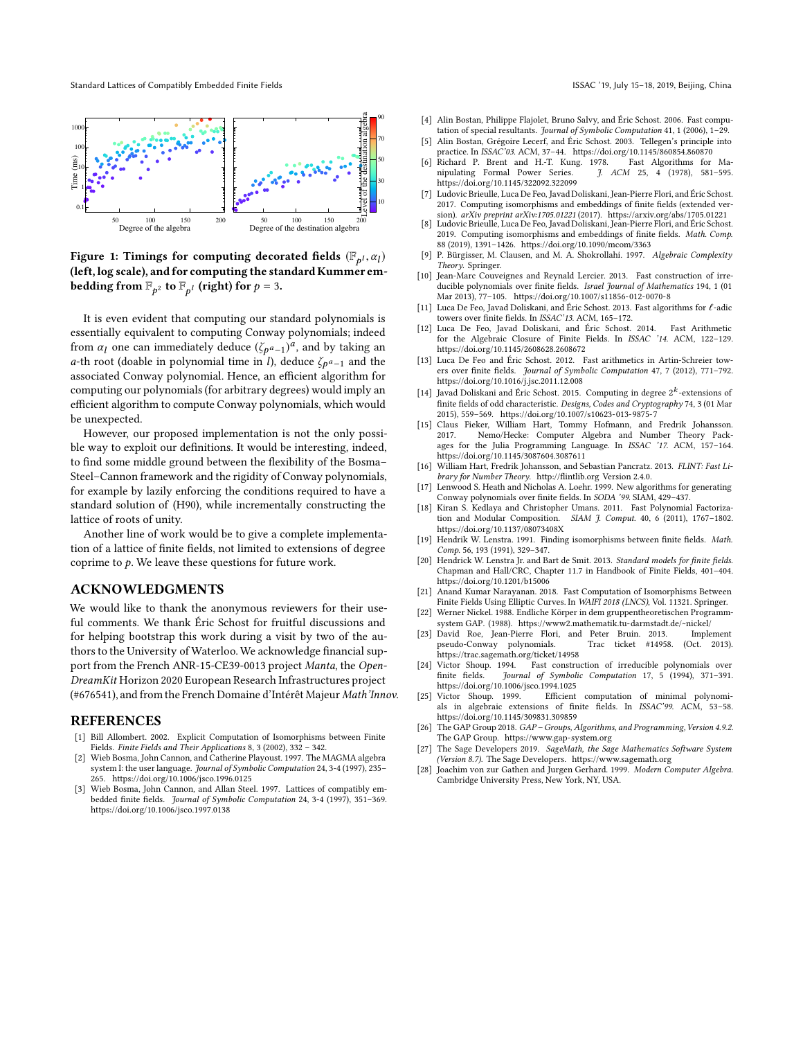1000
100
10
1
0.1
Time (ms)
50
100
150
200
Degree of the algebra

50
100
150
200
Degree of the destination algebra

90
70
50
30
10
Level of the destination algebra

**Figure 1: Timings for computing decorated fields $(\mathbb{F}_{p^l}, \alpha_l)$ (left, log scale), and for computing the standard Kummer embedding from $\mathbb{F}_{p^2}$ to $\mathbb{F}_{p^l}$ (right) for $p = 3$.**

It is even evident that computing our standard polynomials is essentially equivalent to computing Conway polynomials; indeed from $\alpha_l$ one can immediately deduce $(\zeta_{p^a-1})^a$, and by taking an $a$-th root (doable in polynomial time in $l$), deduce $\zeta_{p^a-1}$ and the associated Conway polynomial. Hence, an efficient algorithm for computing our polynomials (for arbitrary degrees) would imply an efficient algorithm to compute Conway polynomials, which would be unexpected.

However, our proposed implementation is not the only possible way to exploit our definitions. It would be interesting, indeed, to find some middle ground between the flexibility of the Bosma–Steel–Cannon framework and the rigidity of Conway polynomials, for example by lazily enforcing the conditions required to have a standard solution of (H90), while incrementally constructing the lattice of roots of unity.

Another line of work would be to give a complete implementation of a lattice of finite fields, not limited to extensions of degree coprime to $p$. We leave these questions for future work.

## ACKNOWLEDGMENTS

We would like to thank the anonymous reviewers for their useful comments. We thank Éric Schost for fruitful discussions and for helping bootstrap this work during a visit by two of the authors to the University of Waterloo. We acknowledge financial support from the French ANR-15-CE39-0013 project *Manta*, the *OpenDreamKit* Horizon 2020 European Research Infrastructures project (#676541), and from the French Domaine d'Intérêt Majeur *Math'Innov*.

## REFERENCES

[1] Bill Allombert. 2002. Explicit Computation of Isomorphisms between Finite Fields. *Finite Fields and Their Applications* 8, 3 (2002), 332 – 342.

[2] Wieb Bosma, John Cannon, and Catherine Playoust. 1997. The MAGMA algebra system I: the user language. *Journal of Symbolic Computation* 24, 3-4 (1997), 235–265. https://doi.org/10.1006/jsco.1996.0125

[3] Wieb Bosma, John Cannon, and Allan Steel. 1997. Lattices of compatibly embedded finite fields. *Journal of Symbolic Computation* 24, 3-4 (1997), 351–369. https://doi.org/10.1006/jsco.1997.0138

[4] Alin Bostan, Philippe Flajolet, Bruno Salvy, and Éric Schost. 2006. Fast computation of special resultants. *Journal of Symbolic Computation* 41, 1 (2006), 1–29.

[5] Alin Bostan, Grégoire Lecerf, and Éric Schost. 2003. Tellegen's principle into practice. In *ISSAC'03*. ACM, 37–44. https://doi.org/10.1145/860854.860870

[6] Richard P. Brent and H.-T. Kung. 1978. Fast Algorithms for Manipulating Formal Power Series. *J. ACM* 25, 4 (1978), 581–595. https://doi.org/10.1145/322092.322099

[7] Ludovic Brieulle, Luca De Feo, Javad Doliskani, Jean-Pierre Flori, and Éric Schost. 2017. Computing isomorphisms and embeddings of finite fields (extended version). *arXiv preprint arXiv:1705.01221* (2017). https://arxiv.org/abs/1705.01221

[8] Ludovic Brieulle, Luca De Feo, Javad Doliskani, Jean-Pierre Flori, and Éric Schost. 2019. Computing isomorphisms and embeddings of finite fields. *Math. Comp.* 88 (2019), 1391–1426. https://doi.org/10.1090/mcom/3363

[9] P. Bürgisser, M. Clausen, and M. A. Shokrollahi. 1997. *Algebraic Complexity Theory*. Springer.

[10] Jean-Marc Couveignes and Reynald Lercier. 2013. Fast construction of irreducible polynomials over finite fields. *Israel Journal of Mathematics* 194, 1 (01 Mar 2013), 77–105. https://doi.org/10.1007/s11856-012-0070-8

[11] Luca De Feo, Javad Doliskani, and Éric Schost. 2013. Fast algorithms for $\ell$-adic towers over finite fields. In *ISSAC'13*. ACM, 165–172.

[12] Luca De Feo, Javad Doliskani, and Éric Schost. 2014. Fast Arithmetic for the Algebraic Closure of Finite Fields. In *ISSAC '14*. ACM, 122–129. https://doi.org/10.1145/2608628.2608672

[13] Luca De Feo and Éric Schost. 2012. Fast arithmetics in Artin-Schreier towers over finite fields. *Journal of Symbolic Computation* 47, 7 (2012), 771–792. https://doi.org/10.1016/j.jsc.2011.12.008

[14] Javad Doliskani and Éric Schost. 2015. Computing in degree $2^k$-extensions of finite fields of odd characteristic. *Designs, Codes and Cryptography* 74, 3 (01 Mar 2015), 559–569. https://doi.org/10.1007/s10623-013-9875-7

[15] Claus Fieker, William Hart, Tommy Hofmann, and Fredrik Johansson. 2017. Nemo/Hecke: Computer Algebra and Number Theory Packages for the Julia Programming Language. In *ISSAC '17*. ACM, 157–164. https://doi.org/10.1145/3087604.3087611

[16] William Hart, Fredrik Johansson, and Sebastian Pancratz. 2013. *FLINT: Fast Library for Number Theory*. http://flintlib.org Version 2.4.0.

[17] Lenwood S. Heath and Nicholas A. Loehr. 1999. New algorithms for generating Conway polynomials over finite fields. In *SODA '99*. SIAM, 429–437.

[18] Kiran S. Kedlaya and Christopher Umans. 2011. Fast Polynomial Factorization and Modular Composition. *SIAM J. Comput.* 40, 6 (2011), 1767–1802. https://doi.org/10.1137/08073408X

[19] Hendrik W. Lenstra. 1991. Finding isomorphisms between finite fields. *Math. Comp.* 56, 193 (1991), 329–347.

[20] Hendrick W. Lenstra Jr. and Bart de Smit. 2013. *Standard models for finite fields*. Chapman and Hall/CRC, Chapter 11.7 in Handbook of Finite Fields, 401–404. https://doi.org/10.1201/b15006

[21] Anand Kumar Narayanan. 2018. Fast Computation of Isomorphisms Between Finite Fields Using Elliptic Curves. In *WAIFI 2018 (LNCS)*, Vol. 11321. Springer.

[22] Werner Nickel. 1988. Endliche Körper in dem gruppentheoretischen Programmsystem GAP. (1988). https://www2.mathematik.tu-darmstadt.de/~nickel/

[23] David Roe, Jean-Pierre Flori, and Peter Bruin. 2013. Implement pseudo-Conway polynomials. Trac ticket #14958. (Oct. 2013). https://trac.sagemath.org/ticket/14958

[24] Victor Shoup. 1994. Fast construction of irreducible polynomials over finite fields. *Journal of Symbolic Computation* 17, 5 (1994), 371–391. https://doi.org/10.1006/jsco.1994.1025

[25] Victor Shoup. 1999. Efficient computation of minimal polynomials in algebraic extensions of finite fields. In *ISSAC'99*. ACM, 53–58. https://doi.org/10.1145/309831.309859

[26] The GAP Group 2018. *GAP – Groups, Algorithms, and Programming, Version 4.9.2*. The GAP Group. https://www.gap-system.org

[27] The Sage Developers 2019. *SageMath, the Sage Mathematics Software System (Version 8.7)*. The Sage Developers. https://www.sagemath.org

[28] Joachim von zur Gathen and Jurgen Gerhard. 1999. *Modern Computer Algebra*. Cambridge University Press, New York, NY, USA.